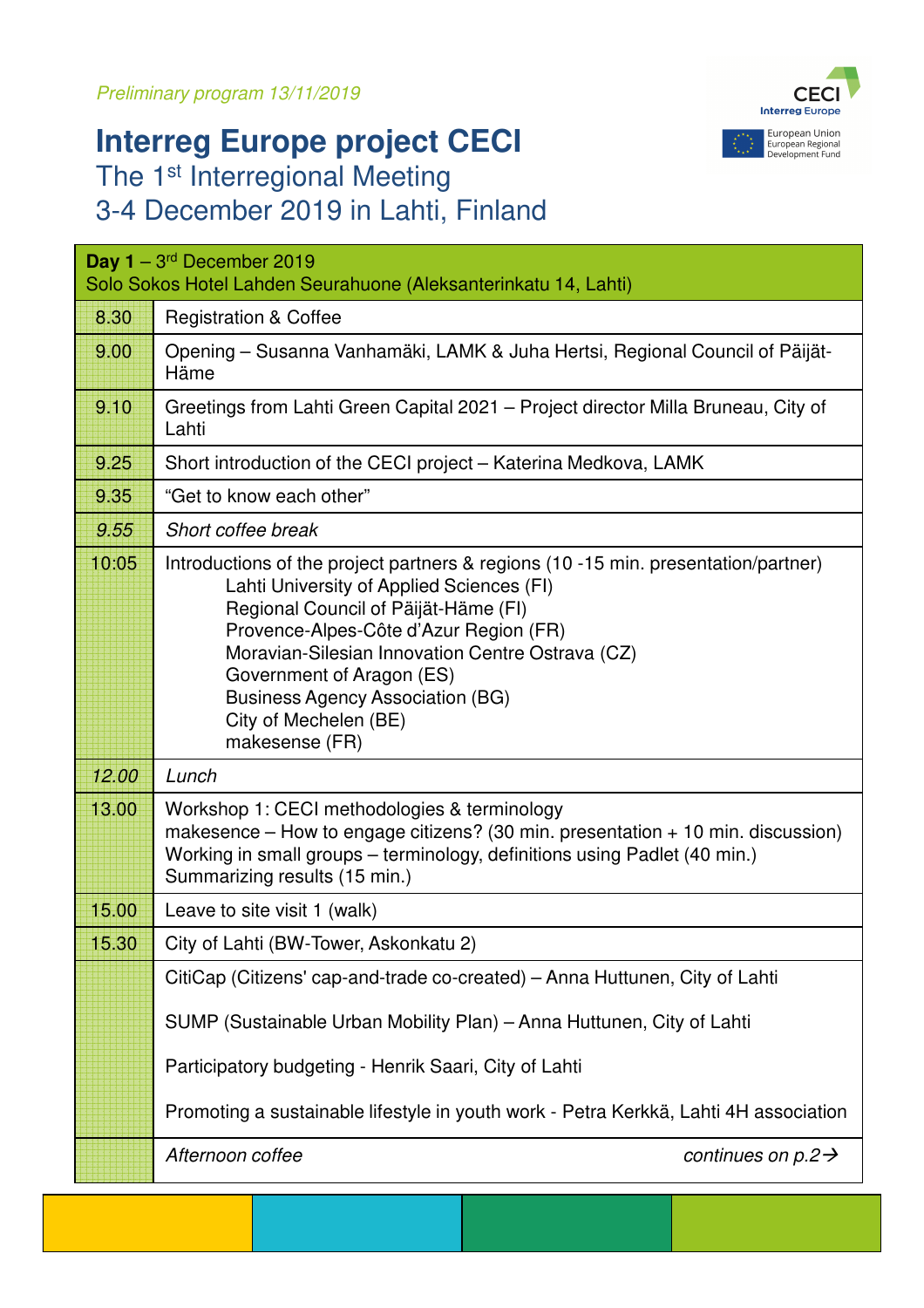*Preliminary program 13/11/2019*

CECI
Interreg Europe
European Union
European Regional Development Fund

# Interreg Europe project CECI

## The 1st Interregional Meeting
## 3-4 December 2019 in Lahti, Finland

| **Day 1** – 3rd December 2019<br>Solo Sokos Hotel Lahden Seurahuone (Aleksanterinkatu 14, Lahti) | |
|---|---|
| 8.30 | Registration & Coffee |
| 9.00 | Opening – Susanna Vanhamäki, LAMK & Juha Hertsi, Regional Council of Päijät-Häme |
| 9.10 | Greetings from Lahti Green Capital 2021 – Project director Milla Bruneau, City of Lahti |
| 9.25 | Short introduction of the CECI project – Katerina Medkova, LAMK |
| 9.35 | "Get to know each other" |
| *9.55* | *Short coffee break* |
| 10:05 | Introductions of the project partners & regions (10 -15 min. presentation/partner)<br>Lahti University of Applied Sciences (FI)<br>Regional Council of Päijät-Häme (FI)<br>Provence-Alpes-Côte d'Azur Region (FR)<br>Moravian-Silesian Innovation Centre Ostrava (CZ)<br>Government of Aragon (ES)<br>Business Agency Association (BG)<br>City of Mechelen (BE)<br>makesense (FR) |
| *12.00* | *Lunch* |
| 13.00 | Workshop 1: CECI methodologies & terminology<br>makesence – How to engage citizens? (30 min. presentation + 10 min. discussion)<br>Working in small groups – terminology, definitions using Padlet (40 min.)<br>Summarizing results (15 min.) |
| 15.00 | Leave to site visit 1 (walk) |
| 15.30 | City of Lahti (BW-Tower, Askonkatu 2) |
| | CitiCap (Citizens' cap-and-trade co-created) – Anna Huttunen, City of Lahti<br><br>SUMP (Sustainable Urban Mobility Plan) – Anna Huttunen, City of Lahti<br><br>Participatory budgeting - Henrik Saari, City of Lahti<br><br>Promoting a sustainable lifestyle in youth work - Petra Kerkkä, Lahti 4H association |
| | *Afternoon coffee* *continues on p.2→* |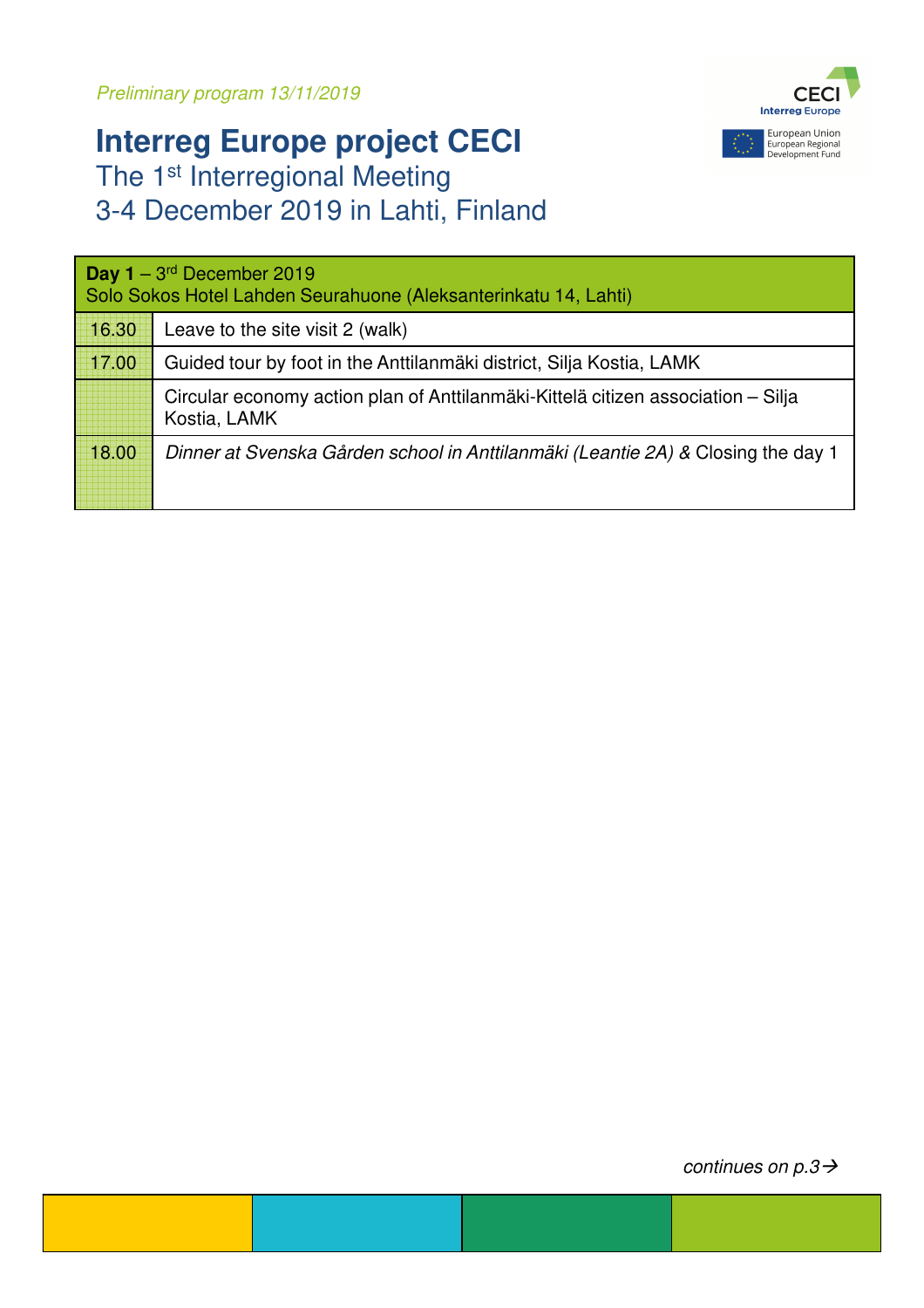*Preliminary program 13/11/2019*

# Interreg Europe project CECI

## The 1st Interregional Meeting
## 3-4 December 2019 in Lahti, Finland

| **Day 1** – 3rd December 2019<br>Solo Sokos Hotel Lahden Seurahuone (Aleksanterinkatu 14, Lahti) | |
|---|---|
| 16.30 | Leave to the site visit 2 (walk) |
| 17.00 | Guided tour by foot in the Anttilanmäki district, Silja Kostia, LAMK |
| | Circular economy action plan of Anttilanmäki-Kittelä citizen association – Silja Kostia, LAMK |
| 18.00 | *Dinner at Svenska Gården school in Anttilanmäki (Leantie 2A)* & Closing the day 1 |

*continues on p.3*→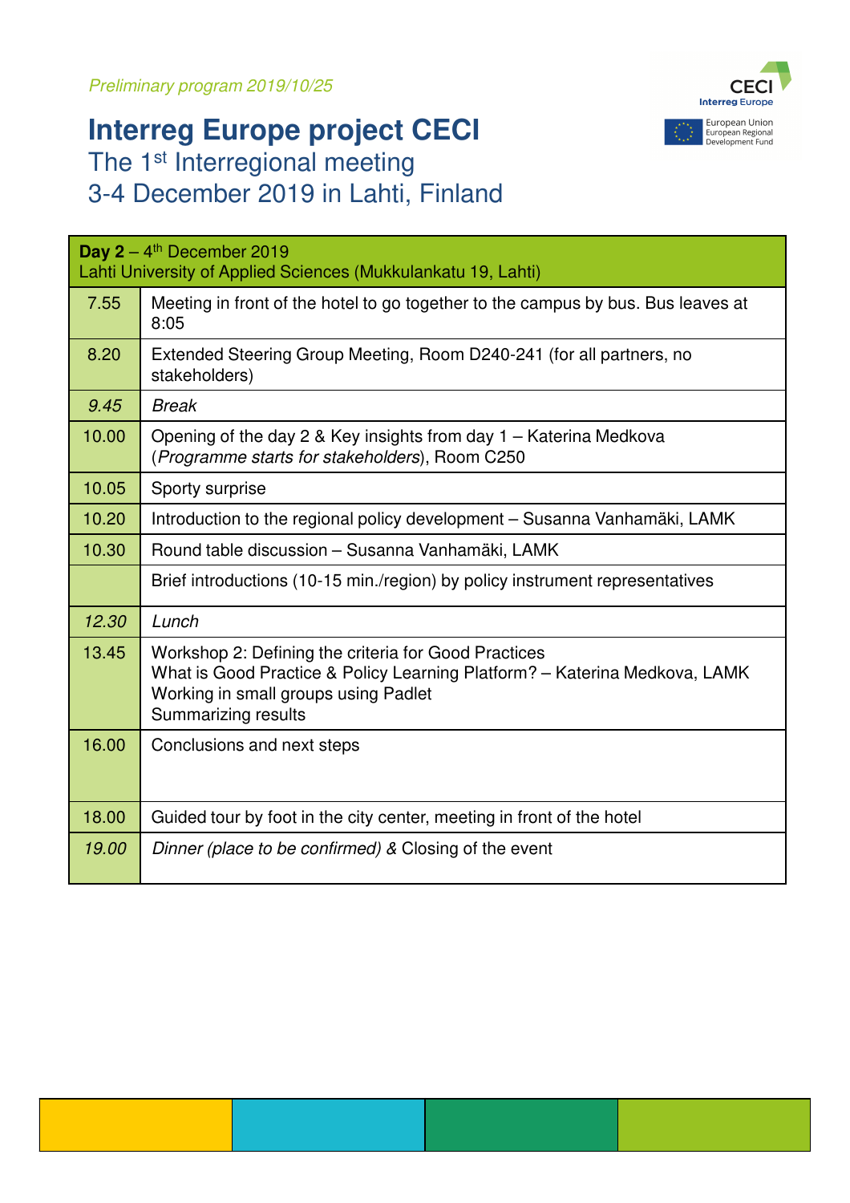*Preliminary program 2019/10/25*

# Interreg Europe project CECI

## The 1st Interregional meeting
## 3-4 December 2019 in Lahti, Finland

| | |
|---|---|
| **Day 2** – 4th December 2019<br>Lahti University of Applied Sciences (Mukkulankatu 19, Lahti) | |
| 7.55 | Meeting in front of the hotel to go together to the campus by bus. Bus leaves at 8:05 |
| 8.20 | Extended Steering Group Meeting, Room D240-241 (for all partners, no stakeholders) |
| *9.45* | *Break* |
| 10.00 | Opening of the day 2 & Key insights from day 1 – Katerina Medkova (*Programme starts for stakeholders*), Room C250 |
| 10.05 | Sporty surprise |
| 10.20 | Introduction to the regional policy development – Susanna Vanhamäki, LAMK |
| 10.30 | Round table discussion – Susanna Vanhamäki, LAMK |
| | Brief introductions (10-15 min./region) by policy instrument representatives |
| *12.30* | *Lunch* |
| 13.45 | Workshop 2: Defining the criteria for Good Practices<br>What is Good Practice & Policy Learning Platform? – Katerina Medkova, LAMK<br>Working in small groups using Padlet<br>Summarizing results |
| 16.00 | Conclusions and next steps |
| 18.00 | Guided tour by foot in the city center, meeting in front of the hotel |
| *19.00* | *Dinner (place to be confirmed)* & Closing of the event |